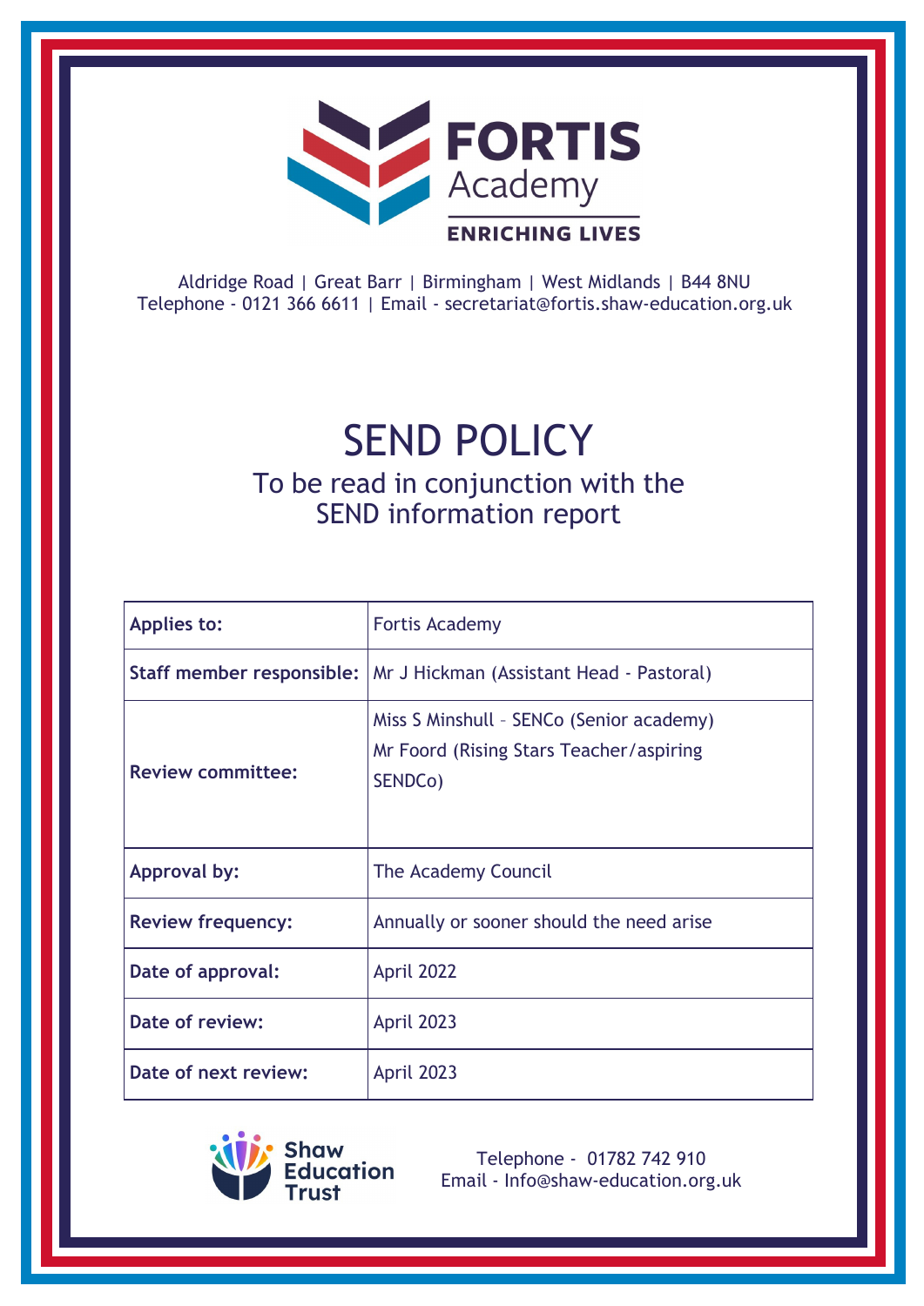**FORTIS Academy**

**ENRICHING LIVES**

Aldridge Road | Great Barr | Birmingham | West Midlands | B44 8NU
Telephone - 0121 366 6611 | Email - secretariat@fortis.shaw-education.org.uk

# SEND POLICY

## To be read in conjunction with the SEND information report

| **Applies to:** | Fortis Academy |
|---|---|
| **Staff member responsible:** | Mr J Hickman (Assistant Head - Pastoral) |
| **Review committee:** | Miss S Minshull – SENCo (Senior academy)<br>Mr Foord (Rising Stars Teacher/aspiring SENDCo) |
| **Approval by:** | The Academy Council |
| **Review frequency:** | Annually or sooner should the need arise |
| **Date of approval:** | April 2022 |
| **Date of review:** | April 2023 |
| **Date of next review:** | April 2023 |

Shaw Education Trust

Telephone - 01782 742 910
Email - Info@shaw-education.org.uk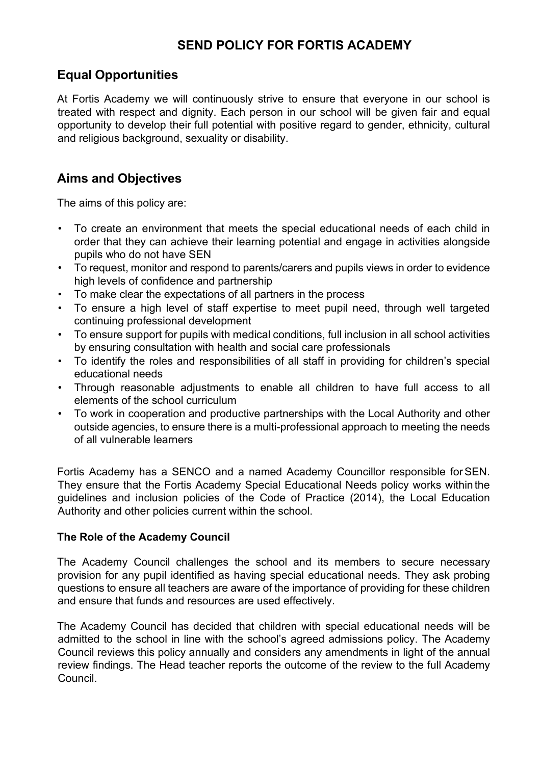# SEND POLICY FOR FORTIS ACADEMY

## Equal Opportunities

At Fortis Academy we will continuously strive to ensure that everyone in our school is treated with respect and dignity. Each person in our school will be given fair and equal opportunity to develop their full potential with positive regard to gender, ethnicity, cultural and religious background, sexuality or disability.

## Aims and Objectives

The aims of this policy are:

- To create an environment that meets the special educational needs of each child in order that they can achieve their learning potential and engage in activities alongside pupils who do not have SEN
- To request, monitor and respond to parents/carers and pupils views in order to evidence high levels of confidence and partnership
- To make clear the expectations of all partners in the process
- To ensure a high level of staff expertise to meet pupil need, through well targeted continuing professional development
- To ensure support for pupils with medical conditions, full inclusion in all school activities by ensuring consultation with health and social care professionals
- To identify the roles and responsibilities of all staff in providing for children's special educational needs
- Through reasonable adjustments to enable all children to have full access to all elements of the school curriculum
- To work in cooperation and productive partnerships with the Local Authority and other outside agencies, to ensure there is a multi-professional approach to meeting the needs of all vulnerable learners

Fortis Academy has a SENCO and a named Academy Councillor responsible for SEN. They ensure that the Fortis Academy Special Educational Needs policy works within the guidelines and inclusion policies of the Code of Practice (2014), the Local Education Authority and other policies current within the school.

### The Role of the Academy Council

The Academy Council challenges the school and its members to secure necessary provision for any pupil identified as having special educational needs. They ask probing questions to ensure all teachers are aware of the importance of providing for these children and ensure that funds and resources are used effectively.

The Academy Council has decided that children with special educational needs will be admitted to the school in line with the school's agreed admissions policy. The Academy Council reviews this policy annually and considers any amendments in light of the annual review findings. The Head teacher reports the outcome of the review to the full Academy Council.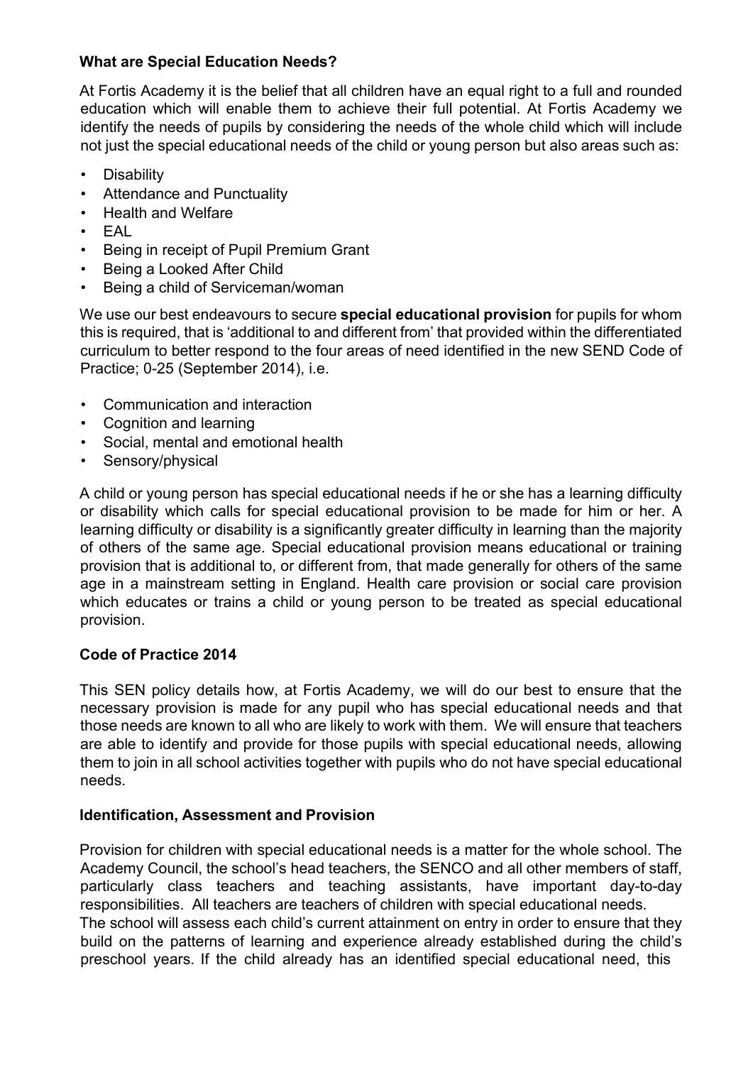**What are Special Education Needs?**

At Fortis Academy it is the belief that all children have an equal right to a full and rounded education which will enable them to achieve their full potential. At Fortis Academy we identify the needs of pupils by considering the needs of the whole child which will include not just the special educational needs of the child or young person but also areas such as:

- Disability
- Attendance and Punctuality
- Health and Welfare
- EAL
- Being in receipt of Pupil Premium Grant
- Being a Looked After Child
- Being a child of Serviceman/woman

We use our best endeavours to secure **special educational provision** for pupils for whom this is required, that is 'additional to and different from' that provided within the differentiated curriculum to better respond to the four areas of need identified in the new SEND Code of Practice; 0-25 (September 2014), i.e.

- Communication and interaction
- Cognition and learning
- Social, mental and emotional health
- Sensory/physical

A child or young person has special educational needs if he or she has a learning difficulty or disability which calls for special educational provision to be made for him or her. A learning difficulty or disability is a significantly greater difficulty in learning than the majority of others of the same age. Special educational provision means educational or training provision that is additional to, or different from, that made generally for others of the same age in a mainstream setting in England. Health care provision or social care provision which educates or trains a child or young person to be treated as special educational provision.

**Code of Practice 2014**

This SEN policy details how, at Fortis Academy, we will do our best to ensure that the necessary provision is made for any pupil who has special educational needs and that those needs are known to all who are likely to work with them. We will ensure that teachers are able to identify and provide for those pupils with special educational needs, allowing them to join in all school activities together with pupils who do not have special educational needs.

**Identification, Assessment and Provision**

Provision for children with special educational needs is a matter for the whole school. The Academy Council, the school's head teachers, the SENCO and all other members of staff, particularly class teachers and teaching assistants, have important day-to-day responsibilities. All teachers are teachers of children with special educational needs.
The school will assess each child's current attainment on entry in order to ensure that they build on the patterns of learning and experience already established during the child's preschool years. If the child already has an identified special educational need, this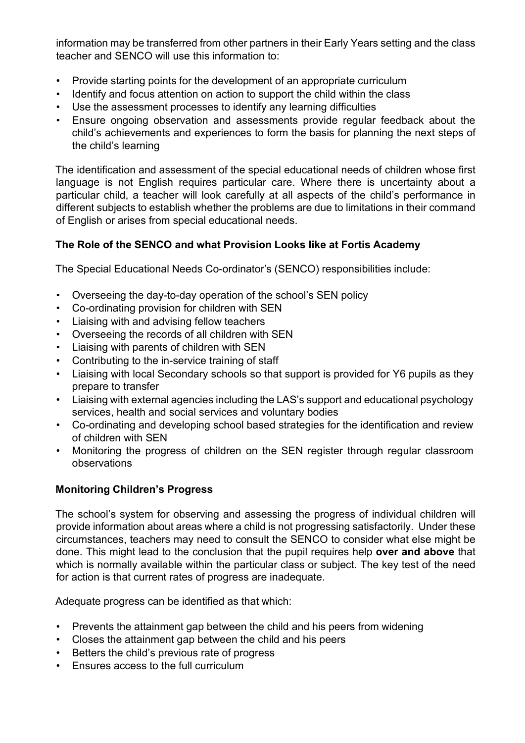information may be transferred from other partners in their Early Years setting and the class teacher and SENCO will use this information to:

- Provide starting points for the development of an appropriate curriculum
- Identify and focus attention on action to support the child within the class
- Use the assessment processes to identify any learning difficulties
- Ensure ongoing observation and assessments provide regular feedback about the child's achievements and experiences to form the basis for planning the next steps of the child's learning

The identification and assessment of the special educational needs of children whose first language is not English requires particular care. Where there is uncertainty about a particular child, a teacher will look carefully at all aspects of the child's performance in different subjects to establish whether the problems are due to limitations in their command of English or arises from special educational needs.

### The Role of the SENCO and what Provision Looks like at Fortis Academy

The Special Educational Needs Co-ordinator's (SENCO) responsibilities include:

- Overseeing the day-to-day operation of the school's SEN policy
- Co-ordinating provision for children with SEN
- Liaising with and advising fellow teachers
- Overseeing the records of all children with SEN
- Liaising with parents of children with SEN
- Contributing to the in-service training of staff
- Liaising with local Secondary schools so that support is provided for Y6 pupils as they prepare to transfer
- Liaising with external agencies including the LAS's support and educational psychology services, health and social services and voluntary bodies
- Co-ordinating and developing school based strategies for the identification and review of children with SEN
- Monitoring the progress of children on the SEN register through regular classroom observations

### Monitoring Children's Progress

The school's system for observing and assessing the progress of individual children will provide information about areas where a child is not progressing satisfactorily. Under these circumstances, teachers may need to consult the SENCO to consider what else might be done. This might lead to the conclusion that the pupil requires help **over and above** that which is normally available within the particular class or subject. The key test of the need for action is that current rates of progress are inadequate.

Adequate progress can be identified as that which:

- Prevents the attainment gap between the child and his peers from widening
- Closes the attainment gap between the child and his peers
- Betters the child's previous rate of progress
- Ensures access to the full curriculum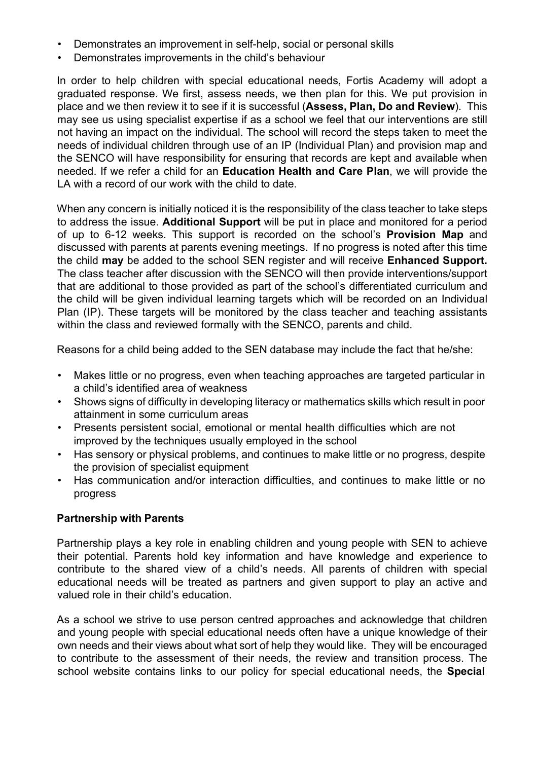- Demonstrates an improvement in self-help, social or personal skills
- Demonstrates improvements in the child's behaviour

In order to help children with special educational needs, Fortis Academy will adopt a graduated response. We first, assess needs, we then plan for this. We put provision in place and we then review it to see if it is successful (**Assess, Plan, Do and Review**). This may see us using specialist expertise if as a school we feel that our interventions are still not having an impact on the individual. The school will record the steps taken to meet the needs of individual children through use of an IP (Individual Plan) and provision map and the SENCO will have responsibility for ensuring that records are kept and available when needed. If we refer a child for an **Education Health and Care Plan**, we will provide the LA with a record of our work with the child to date.

When any concern is initially noticed it is the responsibility of the class teacher to take steps to address the issue. **Additional Support** will be put in place and monitored for a period of up to 6-12 weeks. This support is recorded on the school's **Provision Map** and discussed with parents at parents evening meetings. If no progress is noted after this time the child **may** be added to the school SEN register and will receive **Enhanced Support.** The class teacher after discussion with the SENCO will then provide interventions/support that are additional to those provided as part of the school's differentiated curriculum and the child will be given individual learning targets which will be recorded on an Individual Plan (IP). These targets will be monitored by the class teacher and teaching assistants within the class and reviewed formally with the SENCO, parents and child.

Reasons for a child being added to the SEN database may include the fact that he/she:

- Makes little or no progress, even when teaching approaches are targeted particular in a child's identified area of weakness
- Shows signs of difficulty in developing literacy or mathematics skills which result in poor attainment in some curriculum areas
- Presents persistent social, emotional or mental health difficulties which are not improved by the techniques usually employed in the school
- Has sensory or physical problems, and continues to make little or no progress, despite the provision of specialist equipment
- Has communication and/or interaction difficulties, and continues to make little or no progress

**Partnership with Parents**

Partnership plays a key role in enabling children and young people with SEN to achieve their potential. Parents hold key information and have knowledge and experience to contribute to the shared view of a child's needs. All parents of children with special educational needs will be treated as partners and given support to play an active and valued role in their child's education.

As a school we strive to use person centred approaches and acknowledge that children and young people with special educational needs often have a unique knowledge of their own needs and their views about what sort of help they would like. They will be encouraged to contribute to the assessment of their needs, the review and transition process. The school website contains links to our policy for special educational needs, the **Special**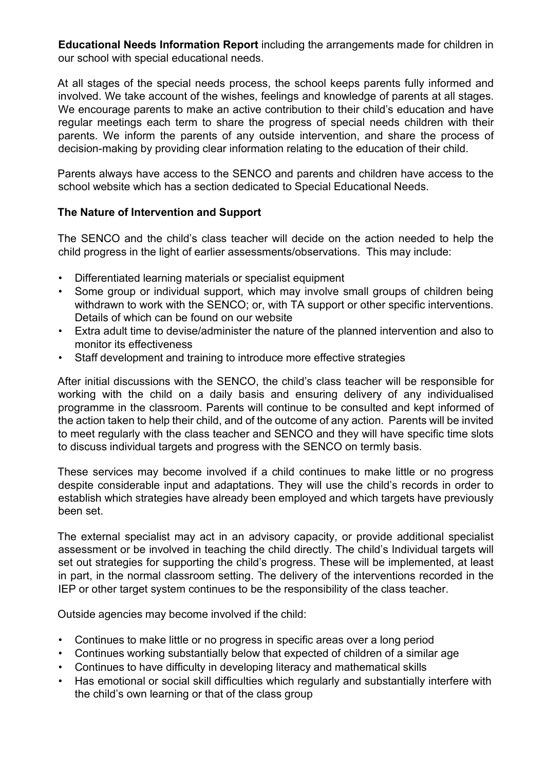**Educational Needs Information Report** including the arrangements made for children in our school with special educational needs.

At all stages of the special needs process, the school keeps parents fully informed and involved. We take account of the wishes, feelings and knowledge of parents at all stages. We encourage parents to make an active contribution to their child's education and have regular meetings each term to share the progress of special needs children with their parents. We inform the parents of any outside intervention, and share the process of decision-making by providing clear information relating to the education of their child.

Parents always have access to the SENCO and parents and children have access to the school website which has a section dedicated to Special Educational Needs.

**The Nature of Intervention and Support**

The SENCO and the child's class teacher will decide on the action needed to help the child progress in the light of earlier assessments/observations. This may include:

- Differentiated learning materials or specialist equipment
- Some group or individual support, which may involve small groups of children being withdrawn to work with the SENCO; or, with TA support or other specific interventions. Details of which can be found on our website
- Extra adult time to devise/administer the nature of the planned intervention and also to monitor its effectiveness
- Staff development and training to introduce more effective strategies

After initial discussions with the SENCO, the child's class teacher will be responsible for working with the child on a daily basis and ensuring delivery of any individualised programme in the classroom. Parents will continue to be consulted and kept informed of the action taken to help their child, and of the outcome of any action. Parents will be invited to meet regularly with the class teacher and SENCO and they will have specific time slots to discuss individual targets and progress with the SENCO on termly basis.

These services may become involved if a child continues to make little or no progress despite considerable input and adaptations. They will use the child's records in order to establish which strategies have already been employed and which targets have previously been set.

The external specialist may act in an advisory capacity, or provide additional specialist assessment or be involved in teaching the child directly. The child's Individual targets will set out strategies for supporting the child's progress. These will be implemented, at least in part, in the normal classroom setting. The delivery of the interventions recorded in the IEP or other target system continues to be the responsibility of the class teacher.

Outside agencies may become involved if the child:

- Continues to make little or no progress in specific areas over a long period
- Continues working substantially below that expected of children of a similar age
- Continues to have difficulty in developing literacy and mathematical skills
- Has emotional or social skill difficulties which regularly and substantially interfere with the child's own learning or that of the class group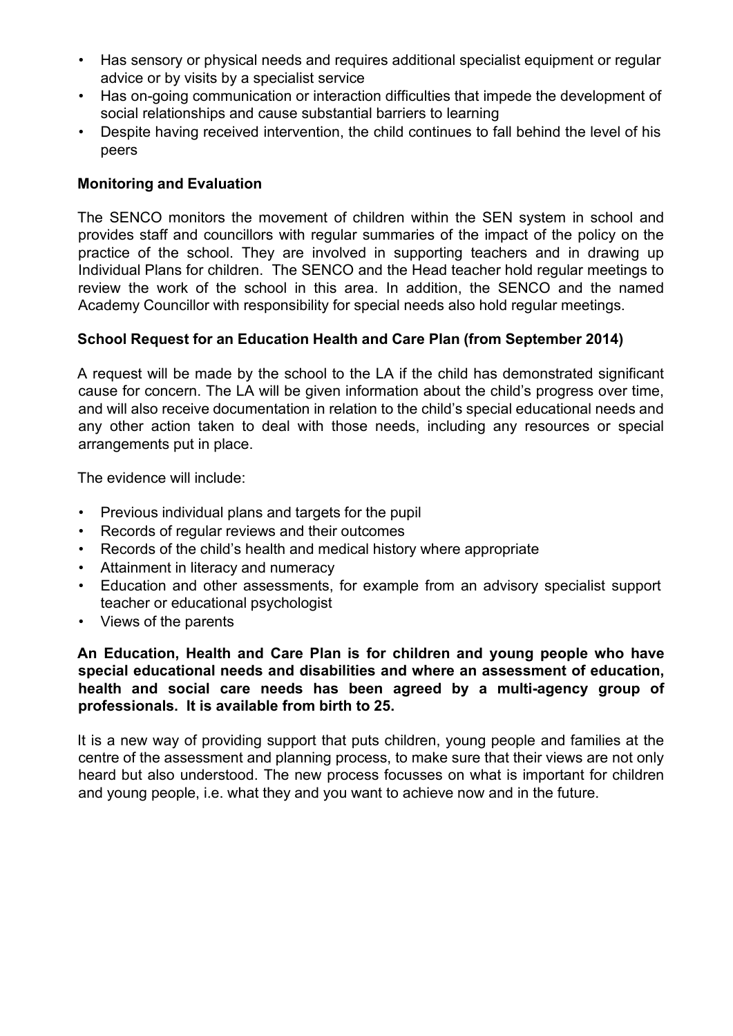- Has sensory or physical needs and requires additional specialist equipment or regular advice or by visits by a specialist service
- Has on-going communication or interaction difficulties that impede the development of social relationships and cause substantial barriers to learning
- Despite having received intervention, the child continues to fall behind the level of his peers

**Monitoring and Evaluation**

The SENCO monitors the movement of children within the SEN system in school and provides staff and councillors with regular summaries of the impact of the policy on the practice of the school. They are involved in supporting teachers and in drawing up Individual Plans for children. The SENCO and the Head teacher hold regular meetings to review the work of the school in this area. In addition, the SENCO and the named Academy Councillor with responsibility for special needs also hold regular meetings.

**School Request for an Education Health and Care Plan (from September 2014)**

A request will be made by the school to the LA if the child has demonstrated significant cause for concern. The LA will be given information about the child's progress over time, and will also receive documentation in relation to the child's special educational needs and any other action taken to deal with those needs, including any resources or special arrangements put in place.

The evidence will include:

- Previous individual plans and targets for the pupil
- Records of regular reviews and their outcomes
- Records of the child's health and medical history where appropriate
- Attainment in literacy and numeracy
- Education and other assessments, for example from an advisory specialist support teacher or educational psychologist
- Views of the parents

**An Education, Health and Care Plan is for children and young people who have special educational needs and disabilities and where an assessment of education, health and social care needs has been agreed by a multi-agency group of professionals. It is available from birth to 25.**

It is a new way of providing support that puts children, young people and families at the centre of the assessment and planning process, to make sure that their views are not only heard but also understood. The new process focusses on what is important for children and young people, i.e. what they and you want to achieve now and in the future.